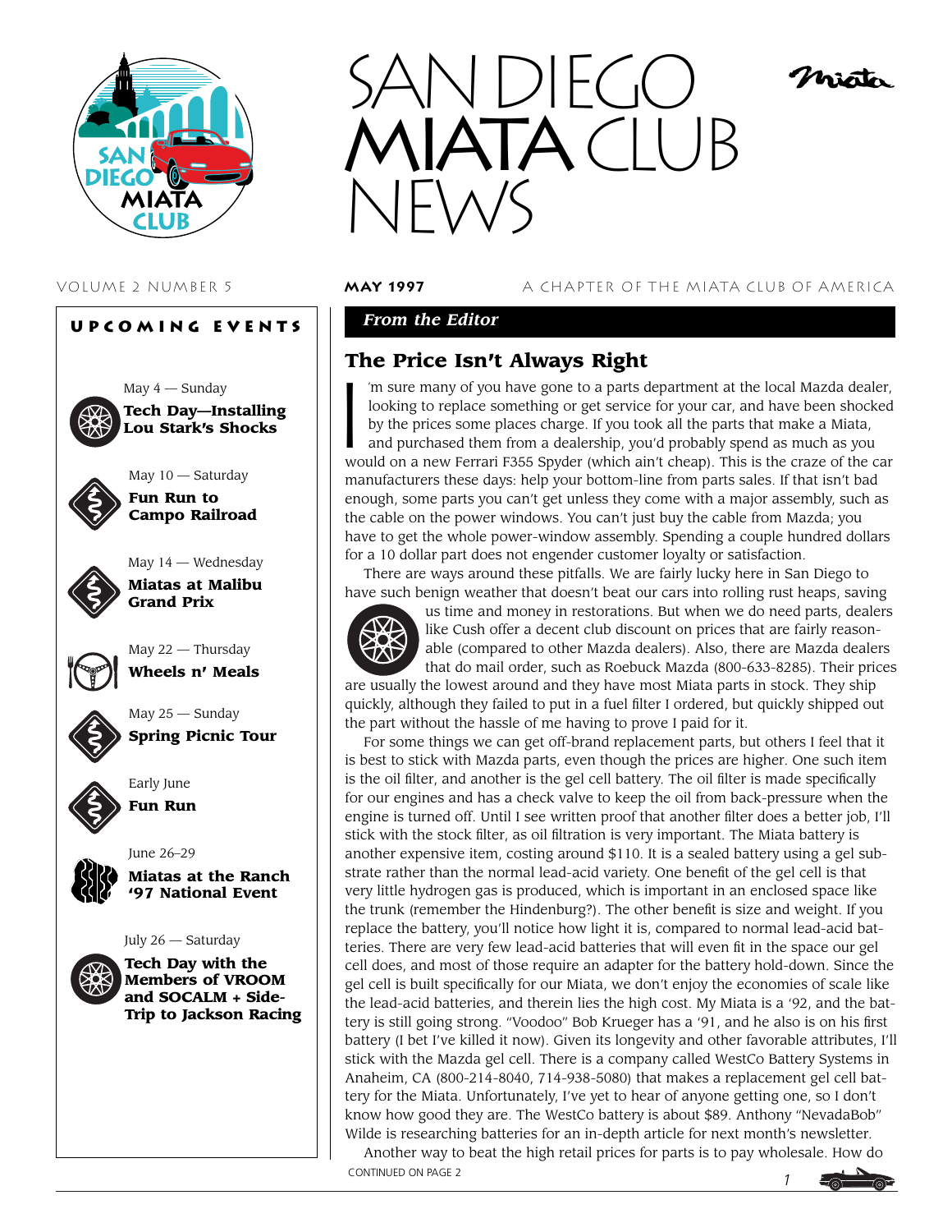# SAN DIEGO MIATA CLUB NEWS

VOLUME 2 NUMBER 5 — **MAY 1997** — A CHAPTER OF THE MIATA CLUB OF AMERICA

## UPCOMING EVENTS

May 4 — Sunday
**Tech Day—Installing Lou Stark's Shocks**

May 10 — Saturday
**Fun Run to Campo Railroad**

May 14 — Wednesday
**Miatas at Malibu Grand Prix**

May 22 — Thursday
**Wheels n' Meals**

May 25 — Sunday
**Spring Picnic Tour**

Early June
**Fun Run**

June 26–29
**Miatas at the Ranch '97 National Event**

July 26 — Saturday
**Tech Day with the Members of VROOM and SOCALM + Side-Trip to Jackson Racing**

***From the Editor***

## The Price Isn't Always Right

I'm sure many of you have gone to a parts department at the local Mazda dealer, looking to replace something or get service for your car, and have been shocked by the prices some places charge. If you took all the parts that make a Miata, and purchased them from a dealership, you'd probably spend as much as you would on a new Ferrari F355 Spyder (which ain't cheap). This is the craze of the car manufacturers these days: help your bottom-line from parts sales. If that isn't bad enough, some parts you can't get unless they come with a major assembly, such as the cable on the power windows. You can't just buy the cable from Mazda; you have to get the whole power-window assembly. Spending a couple hundred dollars for a 10 dollar part does not engender customer loyalty or satisfaction.

There are ways around these pitfalls. We are fairly lucky here in San Diego to have such benign weather that doesn't beat our cars into rolling rust heaps, saving us time and money in restorations. But when we do need parts, dealers like Cush offer a decent club discount on prices that are fairly reasonable (compared to other Mazda dealers). Also, there are Mazda dealers that do mail order, such as Roebuck Mazda (800-633-8285). Their prices are usually the lowest around and they have most Miata parts in stock. They ship quickly, although they failed to put in a fuel filter I ordered, but quickly shipped out the part without the hassle of me having to prove I paid for it.

For some things we can get off-brand replacement parts, but others I feel that it is best to stick with Mazda parts, even though the prices are higher. One such item is the oil filter, and another is the gel cell battery. The oil filter is made specifically for our engines and has a check valve to keep the oil from back-pressure when the engine is turned off. Until I see written proof that another filter does a better job, I'll stick with the stock filter, as oil filtration is very important. The Miata battery is another expensive item, costing around $110. It is a sealed battery using a gel substrate rather than the normal lead-acid variety. One benefit of the gel cell is that very little hydrogen gas is produced, which is important in an enclosed space like the trunk (remember the Hindenburg?). The other benefit is size and weight. If you replace the battery, you'll notice how light it is, compared to normal lead-acid batteries. There are very few lead-acid batteries that will even fit in the space our gel cell does, and most of those require an adapter for the battery hold-down. Since the gel cell is built specifically for our Miata, we don't enjoy the economies of scale like the lead-acid batteries, and therein lies the high cost. My Miata is a '92, and the battery is still going strong. "Voodoo" Bob Krueger has a '91, and he also is on his first battery (I bet I've killed it now). Given its longevity and other favorable attributes, I'll stick with the Mazda gel cell. There is a company called WestCo Battery Systems in Anaheim, CA (800-214-8040, 714-938-5080) that makes a replacement gel cell battery for the Miata. Unfortunately, I've yet to hear of anyone getting one, so I don't know how good they are. The WestCo battery is about $89. Anthony "NevadaBob" Wilde is researching batteries for an in-depth article for next month's newsletter.

Another way to beat the high retail prices for parts is to pay wholesale. How do

CONTINUED ON PAGE 2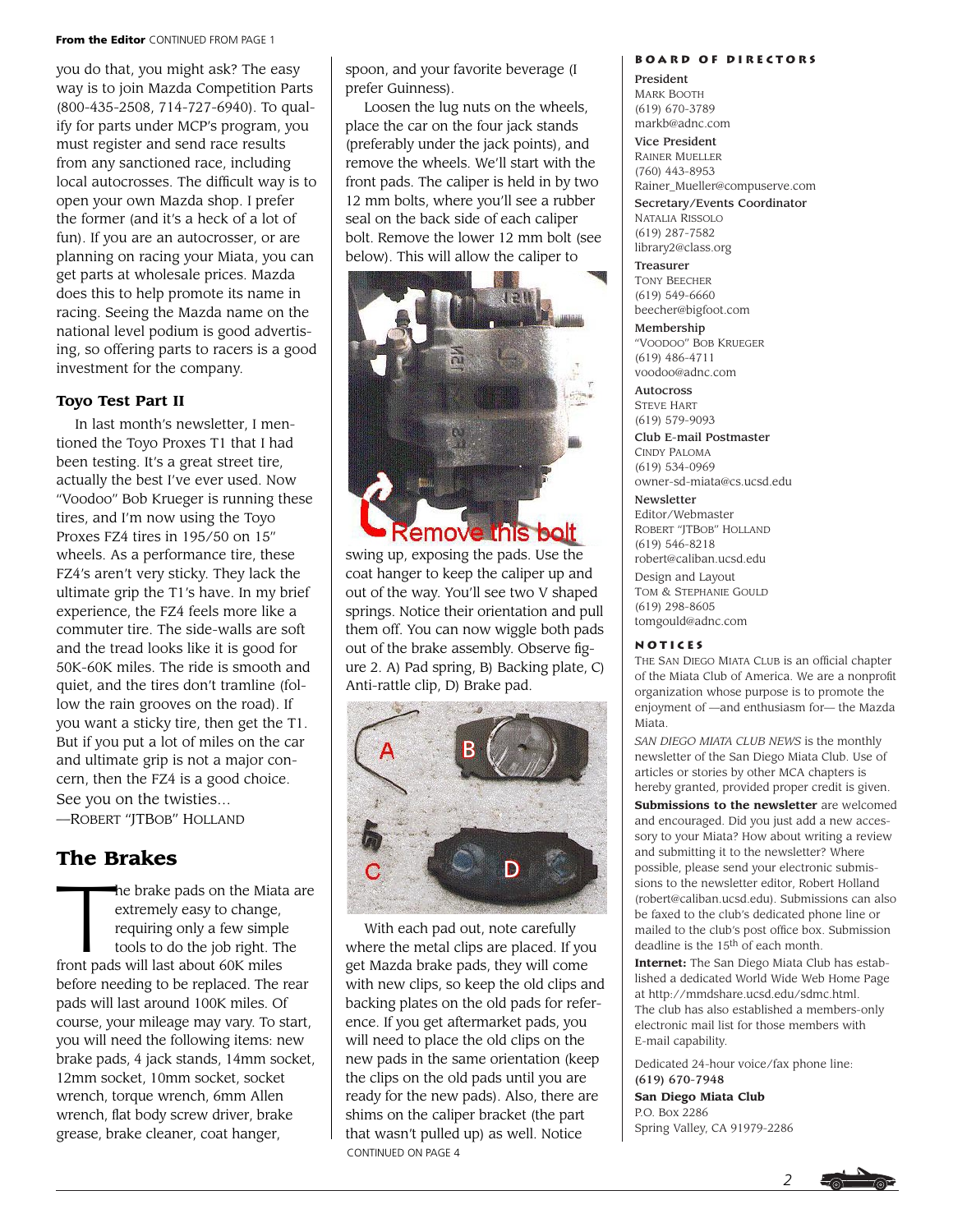**From the Editor** CONTINUED FROM PAGE 1

you do that, you might ask? The easy way is to join Mazda Competition Parts (800-435-2508, 714-727-6940). To qualify for parts under MCP's program, you must register and send race results from any sanctioned race, including local autocrosses. The difficult way is to open your own Mazda shop. I prefer the former (and it's a heck of a lot of fun). If you are an autocrosser, or are planning on racing your Miata, you can get parts at wholesale prices. Mazda does this to help promote its name in racing. Seeing the Mazda name on the national level podium is good advertising, so offering parts to racers is a good investment for the company.

### Toyo Test Part II

In last month's newsletter, I mentioned the Toyo Proxes T1 that I had been testing. It's a great street tire, actually the best I've ever used. Now "Voodoo" Bob Krueger is running these tires, and I'm now using the Toyo Proxes FZ4 tires in 195/50 on 15" wheels. As a performance tire, these FZ4's aren't very sticky. They lack the ultimate grip the T1's have. In my brief experience, the FZ4 feels more like a commuter tire. The side-walls are soft and the tread looks like it is good for 50K-60K miles. The ride is smooth and quiet, and the tires don't tramline (follow the rain grooves on the road). If you want a sticky tire, then get the T1. But if you put a lot of miles on the car and ultimate grip is not a major concern, then the FZ4 is a good choice. See you on the twisties...

—ROBERT "JTBOB" HOLLAND

## The Brakes

The brake pads on the Miata are extremely easy to change, requiring only a few simple tools to do the job right. The front pads will last about 60K miles before needing to be replaced. The rear pads will last around 100K miles. Of course, your mileage may vary. To start, you will need the following items: new brake pads, 4 jack stands, 14mm socket, 12mm socket, 10mm socket, socket wrench, torque wrench, 6mm Allen wrench, flat body screw driver, brake grease, brake cleaner, coat hanger, spoon, and your favorite beverage (I prefer Guinness).

Loosen the lug nuts on the wheels, place the car on the four jack stands (preferably under the jack points), and remove the wheels. We'll start with the front pads. The caliper is held in by two 12 mm bolts, where you'll see a rubber seal on the back side of each caliper bolt. Remove the lower 12 mm bolt (see below). This will allow the caliper to swing up, exposing the pads. Use the coat hanger to keep the caliper up and out of the way. You'll see two V shaped springs. Notice their orientation and pull them off. You can now wiggle both pads out of the brake assembly. Observe figure 2. A) Pad spring, B) Backing plate, C) Anti-rattle clip, D) Brake pad.

With each pad out, note carefully where the metal clips are placed. If you get Mazda brake pads, they will come with new clips, so keep the old clips and backing plates on the old pads for reference. If you get aftermarket pads, you will need to place the old clips on the new pads in the same orientation (keep the clips on the old pads until you are ready for the new pads). Also, there are shims on the caliper bracket (the part that wasn't pulled up) as well. Notice

CONTINUED ON PAGE 4

**BOARD OF DIRECTORS**

**President**
MARK BOOTH
(619) 670-3789
markb@adnc.com

**Vice President**
RAINER MUELLER
(760) 443-8953
Rainer_Mueller@compuserve.com

**Secretary/Events Coordinator**
NATALIA RISSOLO
(619) 287-7582
library2@class.org

**Treasurer**
TONY BEECHER
(619) 549-6660
beecher@bigfoot.com

**Membership**
"VOODOO" BOB KRUEGER
(619) 486-4711
voodoo@adnc.com

**Autocross**
STEVE HART
(619) 579-9093

**Club E-mail Postmaster**
CINDY PALOMA
(619) 534-0969
owner-sd-miata@cs.ucsd.edu

**Newsletter**
Editor/Webmaster
ROBERT "JTBOB" HOLLAND
(619) 546-8218
robert@caliban.ucsd.edu

Design and Layout
TOM & STEPHANIE GOULD
(619) 298-8605
tomgould@adnc.com

**NOTICES**

THE SAN DIEGO MIATA CLUB is an official chapter of the Miata Club of America. We are a nonprofit organization whose purpose is to promote the enjoyment of —and enthusiasm for— the Mazda Miata.

*SAN DIEGO MIATA CLUB NEWS* is the monthly newsletter of the San Diego Miata Club. Use of articles or stories by other MCA chapters is hereby granted, provided proper credit is given.

**Submissions to the newsletter** are welcomed and encouraged. Did you just add a new accessory to your Miata? How about writing a review and submitting it to the newsletter? Where possible, please send your electronic submissions to the newsletter editor, Robert Holland (robert@caliban.ucsd.edu). Submissions can also be faxed to the club's dedicated phone line or mailed to the club's post office box. Submission deadline is the 15th of each month.

**Internet:** The San Diego Miata Club has established a dedicated World Wide Web Home Page at http://mmdshare.ucsd.edu/sdmc.html. The club has also established a members-only electronic mail list for those members with E-mail capability.

Dedicated 24-hour voice/fax phone line:
**(619) 670-7948**

**San Diego Miata Club**
P.O. Box 2286
Spring Valley, CA 91979-2286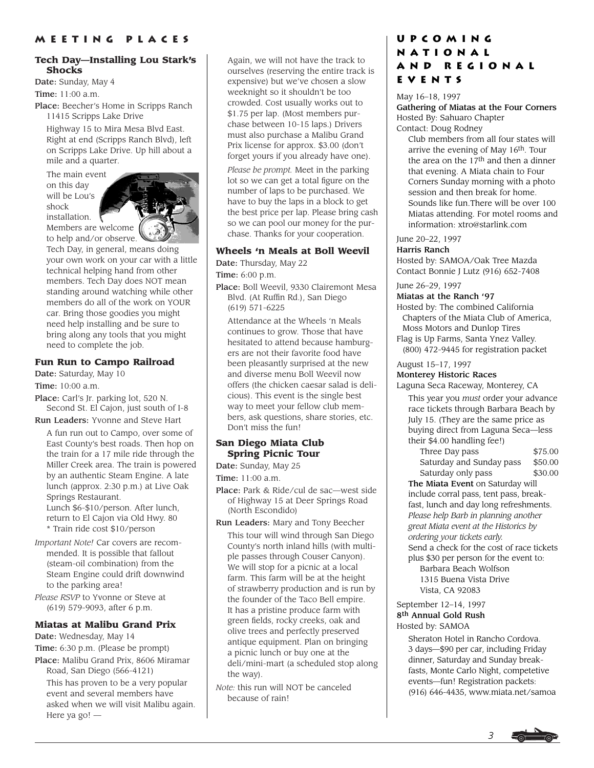## Meeting Places

### Tech Day—Installing Lou Stark's Shocks

**Date:** Sunday, May 4

**Time:** 11:00 a.m.

**Place:** Beecher's Home in Scripps Ranch 11415 Scripps Lake Drive

Highway 15 to Mira Mesa Blvd East. Right at end (Scripps Ranch Blvd), left on Scripps Lake Drive. Up hill about a mile and a quarter.

The main event on this day will be Lou's shock installation. Members are welcome to help and/or observe. Tech Day, in general, means doing your own work on your car with a little technical helping hand from other members. Tech Day does NOT mean standing around watching while other members do all of the work on YOUR car. Bring those goodies you might need help installing and be sure to bring along any tools that you might need to complete the job.

### Fun Run to Campo Railroad

**Date:** Saturday, May 10

**Time:** 10:00 a.m.

**Place:** Carl's Jr. parking lot, 520 N. Second St. El Cajon, just south of I-8

**Run Leaders:** Yvonne and Steve Hart

A fun run out to Campo, over some of East County's best roads. Then hop on the train for a 17 mile ride through the Miller Creek area. The train is powered by an authentic Steam Engine. A late lunch (approx. 2:30 p.m.) at Live Oak Springs Restaurant.
Lunch $6-$10/person. After lunch, return to El Cajon via Old Hwy. 80
* Train ride cost $10/person

*Important Note!* Car covers are recommended. It is possible that fallout (steam-oil combination) from the Steam Engine could drift downwind to the parking area!

*Please RSVP* to Yvonne or Steve at (619) 579-9093, after 6 p.m.

### Miatas at Malibu Grand Prix

**Date:** Wednesday, May 14

**Time:** 6:30 p.m. (Please be prompt)

**Place:** Malibu Grand Prix, 8606 Miramar Road, San Diego (566-4121)

This has proven to be a very popular event and several members have asked when we will visit Malibu again. Here ya go! — Again, we will not have the track to ourselves (reserving the entire track is expensive) but we've chosen a slow weeknight so it shouldn't be too crowded. Cost usually works out to $1.75 per lap. (Most members purchase between 10-15 laps.) Drivers must also purchase a Malibu Grand Prix license for approx. $3.00 (don't forget yours if you already have one).

*Please be prompt.* Meet in the parking lot so we can get a total figure on the number of laps to be purchased. We have to buy the laps in a block to get the best price per lap. Please bring cash so we can pool our money for the purchase. Thanks for your cooperation.

### Wheels 'n Meals at Boll Weevil

**Date:** Thursday, May 22

**Time:** 6:00 p.m.

**Place:** Boll Weevil, 9330 Clairemont Mesa Blvd. (At Ruffin Rd.), San Diego (619) 571-6225

Attendance at the Wheels 'n Meals continues to grow. Those that have hesitated to attend because hamburgers are not their favorite food have been pleasantly surprised at the new and diverse menu Boll Weevil now offers (the chicken caesar salad is delicious). This event is the single best way to meet your fellow club members, ask questions, share stories, etc. Don't miss the fun!

### San Diego Miata Club Spring Picnic Tour

**Date:** Sunday, May 25

**Time:** 11:00 a.m.

**Place:** Park & Ride/cul de sac—west side of Highway 15 at Deer Springs Road (North Escondido)

**Run Leaders:** Mary and Tony Beecher

This tour will wind through San Diego County's north inland hills (with multiple passes through Couser Canyon). We will stop for a picnic at a local farm. This farm will be at the height of strawberry production and is run by the founder of the Taco Bell empire. It has a pristine produce farm with green fields, rocky creeks, oak and olive trees and perfectly preserved antique equipment. Plan on bringing a picnic lunch or buy one at the deli/mini-mart (a scheduled stop along the way).

*Note:* this run will NOT be canceled because of rain!

## Upcoming National and Regional Events

May 16–18, 1997
**Gathering of Miatas at the Four Corners**
Hosted By: Sahuaro Chapter
Contact: Doug Rodney

Club members from all four states will arrive the evening of May 16th. Tour the area on the 17th and then a dinner that evening. A Miata chain to Four Corners Sunday morning with a photo session and then break for home. Sounds like fun.There will be over 100 Miatas attending. For motel rooms and information: xtro@starlink.com

June 20–22, 1997
**Harris Ranch**
Hosted by: SAMOA/Oak Tree Mazda
Contact Bonnie J Lutz (916) 652-7408

June 26–29, 1997
**Miatas at the Ranch '97**
Hosted by: The combined California Chapters of the Miata Club of America, Moss Motors and Dunlop Tires
Flag is Up Farms, Santa Ynez Valley. (800) 472-9445 for registration packet

August 15–17, 1997
**Monterey Historic Races**
Laguna Seca Raceway, Monterey, CA

This year you *must* order your advance race tickets through Barbara Beach by July 15. (They are the same price as buying direct from Laguna Seca—less their $4.00 handling fee!)

| | |
|---|---|
| Three Day pass | $75.00 |
| Saturday and Sunday pass | $50.00 |
| Saturday only pass | $30.00 |

**The Miata Event** on Saturday will include corral pass, tent pass, breakfast, lunch and day long refreshments. *Please help Barb in planning another great Miata event at the Historics by ordering your tickets early.*
Send a check for the cost of race tickets plus $30 per person for the event to:
Barbara Beach Wolfson
1315 Buena Vista Drive
Vista, CA 92083

September 12–14, 1997
**8th Annual Gold Rush**
Hosted by: SAMOA

Sheraton Hotel in Rancho Cordova. 3 days—$90 per car, including Friday dinner, Saturday and Sunday breakfasts, Monte Carlo Night, competetive events—fun! Registration packets: (916) 646-4435, www.miata.net/samoa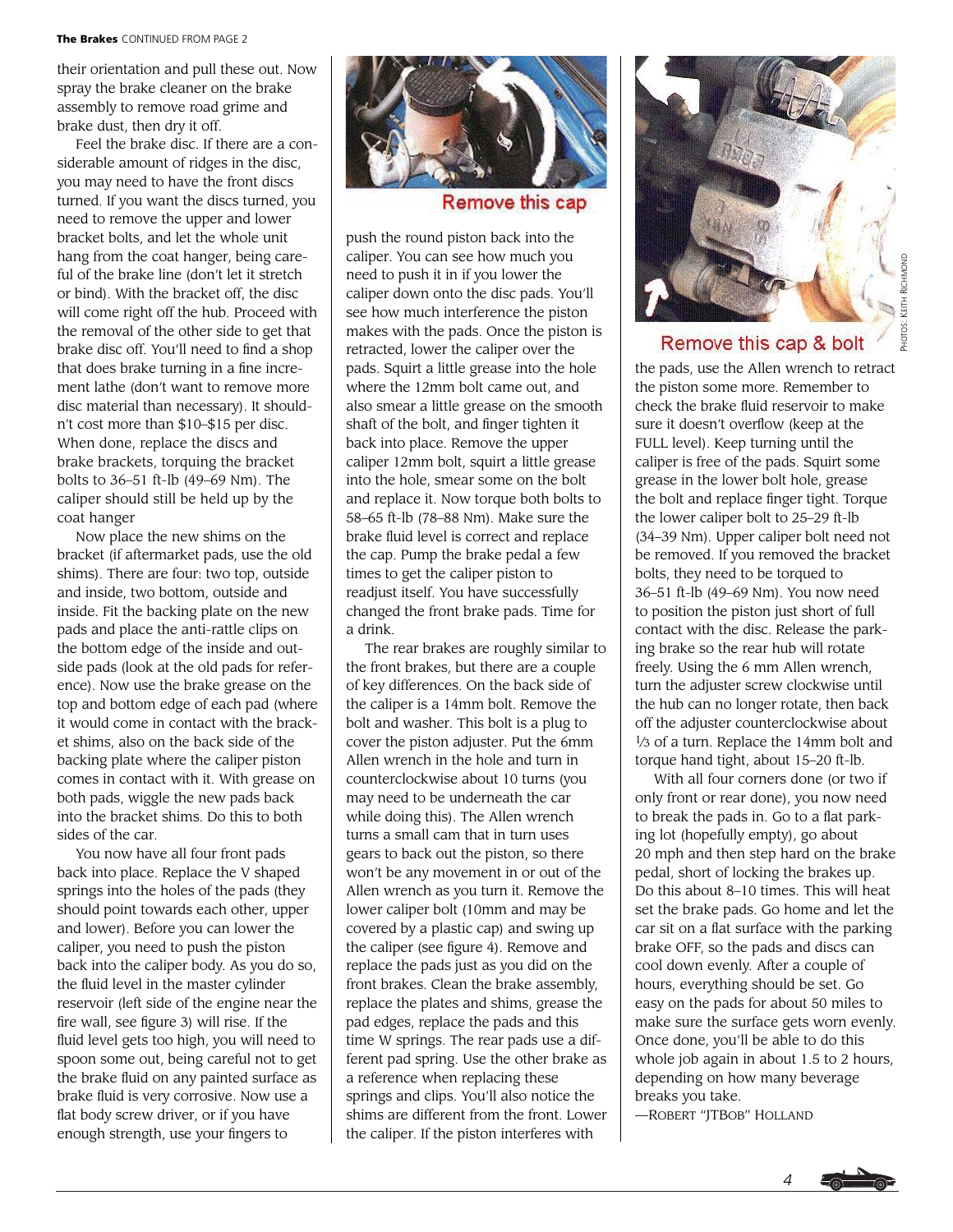**The Brakes** CONTINUED FROM PAGE 2

their orientation and pull these out. Now spray the brake cleaner on the brake assembly to remove road grime and brake dust, then dry it off.

Feel the brake disc. If there are a considerable amount of ridges in the disc, you may need to have the front discs turned. If you want the discs turned, you need to remove the upper and lower bracket bolts, and let the whole unit hang from the coat hanger, being careful of the brake line (don't let it stretch or bind). With the bracket off, the disc will come right off the hub. Proceed with the removal of the other side to get that brake disc off. You'll need to find a shop that does brake turning in a fine increment lathe (don't want to remove more disc material than necessary). It shouldn't cost more than $10–$15 per disc. When done, replace the discs and brake brackets, torquing the bracket bolts to 36–51 ft-lb (49–69 Nm). The caliper should still be held up by the coat hanger

Now place the new shims on the bracket (if aftermarket pads, use the old shims). There are four: two top, outside and inside, two bottom, outside and inside. Fit the backing plate on the new pads and place the anti-rattle clips on the bottom edge of the inside and outside pads (look at the old pads for reference). Now use the brake grease on the top and bottom edge of each pad (where it would come in contact with the bracket shims, also on the back side of the backing plate where the caliper piston comes in contact with it. With grease on both pads, wiggle the new pads back into the bracket shims. Do this to both sides of the car.

You now have all four front pads back into place. Replace the V shaped springs into the holes of the pads (they should point towards each other, upper and lower). Before you can lower the caliper, you need to push the piston back into the caliper body. As you do so, the fluid level in the master cylinder reservoir (left side of the engine near the fire wall, see figure 3) will rise. If the fluid level gets too high, you will need to spoon some out, being careful not to get the brake fluid on any painted surface as brake fluid is very corrosive. Now use a flat body screw driver, or if you have enough strength, use your fingers to push the round piston back into the caliper. You can see how much you need to push it in if you lower the caliper down onto the disc pads. You'll see how much interference the piston makes with the pads. Once the piston is retracted, lower the caliper over the pads. Squirt a little grease into the hole where the 12mm bolt came out, and also smear a little grease on the smooth shaft of the bolt, and finger tighten it back into place. Remove the upper caliper 12mm bolt, squirt a little grease into the hole, smear some on the bolt and replace it. Now torque both bolts to 58–65 ft-lb (78–88 Nm). Make sure the brake fluid level is correct and replace the cap. Pump the brake pedal a few times to get the caliper piston to readjust itself. You have successfully changed the front brake pads. Time for a drink.

Remove this cap

The rear brakes are roughly similar to the front brakes, but there are a couple of key differences. On the back side of the caliper is a 14mm bolt. Remove the bolt and washer. This bolt is a plug to cover the piston adjuster. Put the 6mm Allen wrench in the hole and turn in counterclockwise about 10 turns (you may need to be underneath the car while doing this). The Allen wrench turns a small cam that in turn uses gears to back out the piston, so there won't be any movement in or out of the Allen wrench as you turn it. Remove the lower caliper bolt (10mm and may be covered by a plastic cap) and swing up the caliper (see figure 4). Remove and replace the pads just as you did on the front brakes. Clean the brake assembly, replace the plates and shims, grease the pad edges, replace the pads and this time W springs. The rear pads use a different pad spring. Use the other brake as a reference when replacing these springs and clips. You'll also notice the shims are different from the front. Lower the caliper. If the piston interferes with the pads, use the Allen wrench to retract the piston some more. Remember to check the brake fluid reservoir to make sure it doesn't overflow (keep at the FULL level). Keep turning until the caliper is free of the pads. Squirt some grease in the lower bolt hole, grease the bolt and replace finger tight. Torque the lower caliper bolt to 25–29 ft-lb (34–39 Nm). Upper caliper bolt need not be removed. If you removed the bracket bolts, they need to be torqued to 36–51 ft-lb (49–69 Nm). You now need to position the piston just short of full contact with the disc. Release the parking brake so the rear hub will rotate freely. Using the 6 mm Allen wrench, turn the adjuster screw clockwise until the hub can no longer rotate, then back off the adjuster counterclockwise about 1/3 of a turn. Replace the 14mm bolt and torque hand tight, about 15–20 ft-lb.

Remove this cap & bolt

PHOTOS: KEITH RICHMOND

With all four corners done (or two if only front or rear done), you now need to break the pads in. Go to a flat parking lot (hopefully empty), go about 20 mph and then step hard on the brake pedal, short of locking the brakes up. Do this about 8–10 times. This will heat set the brake pads. Go home and let the car sit on a flat surface with the parking brake OFF, so the pads and discs can cool down evenly. After a couple of hours, everything should be set. Go easy on the pads for about 50 miles to make sure the surface gets worn evenly. Once done, you'll be able to do this whole job again in about 1.5 to 2 hours, depending on how many beverage breaks you take.

—ROBERT "JTBOB" HOLLAND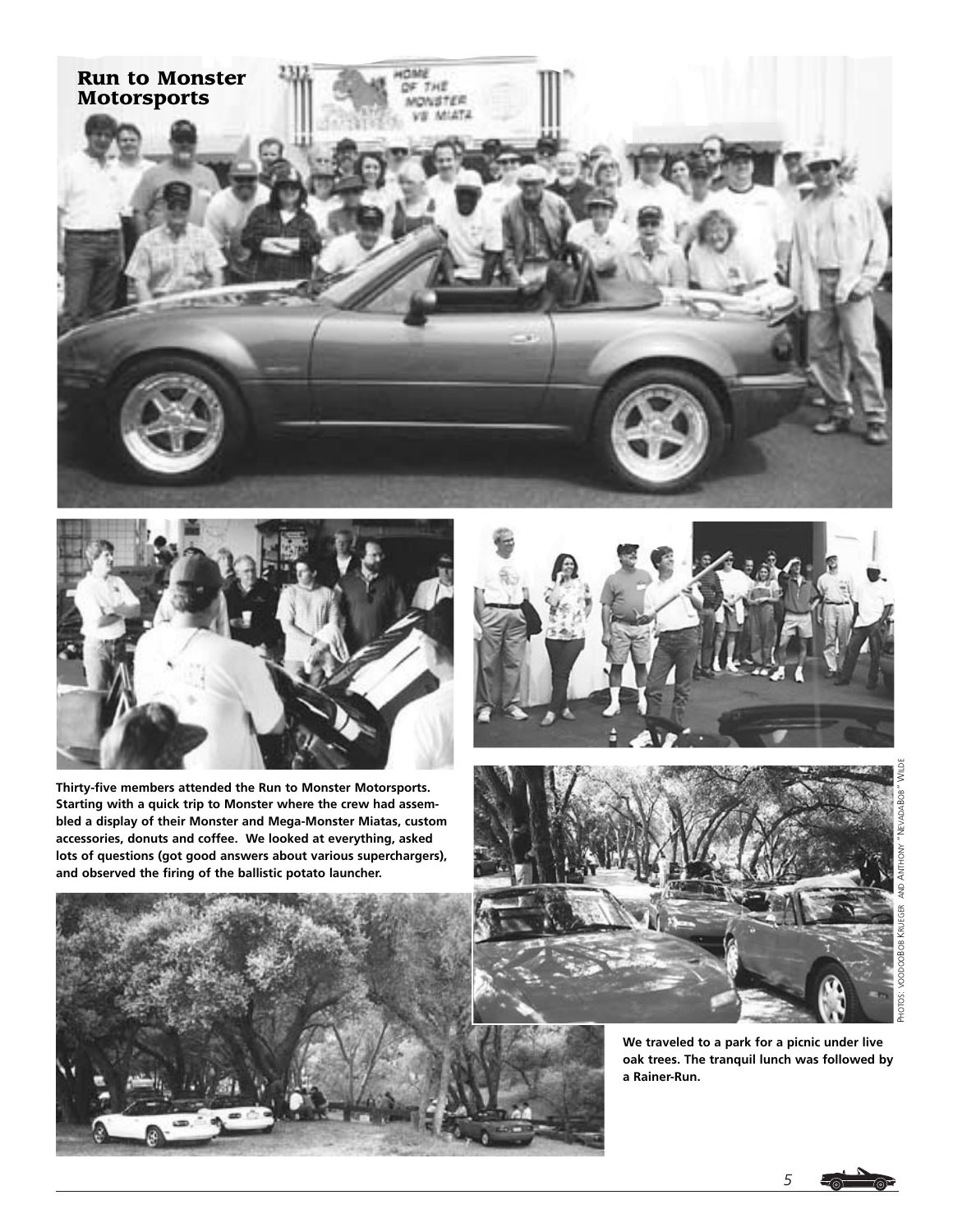# Run to Monster Motorsports

**Thirty-five members attended the Run to Monster Motorsports. Starting with a quick trip to Monster where the crew had assembled a display of their Monster and Mega-Monster Miatas, custom accessories, donuts and coffee. We looked at everything, asked lots of questions (got good answers about various superchargers), and observed the firing of the ballistic potato launcher.**

**We traveled to a park for a picnic under live oak trees. The tranquil lunch was followed by a Rainer-Run.**

PHOTOS: VOODOOBOB KRUEGER AND ANTHONY "NEVADABOB" WILDE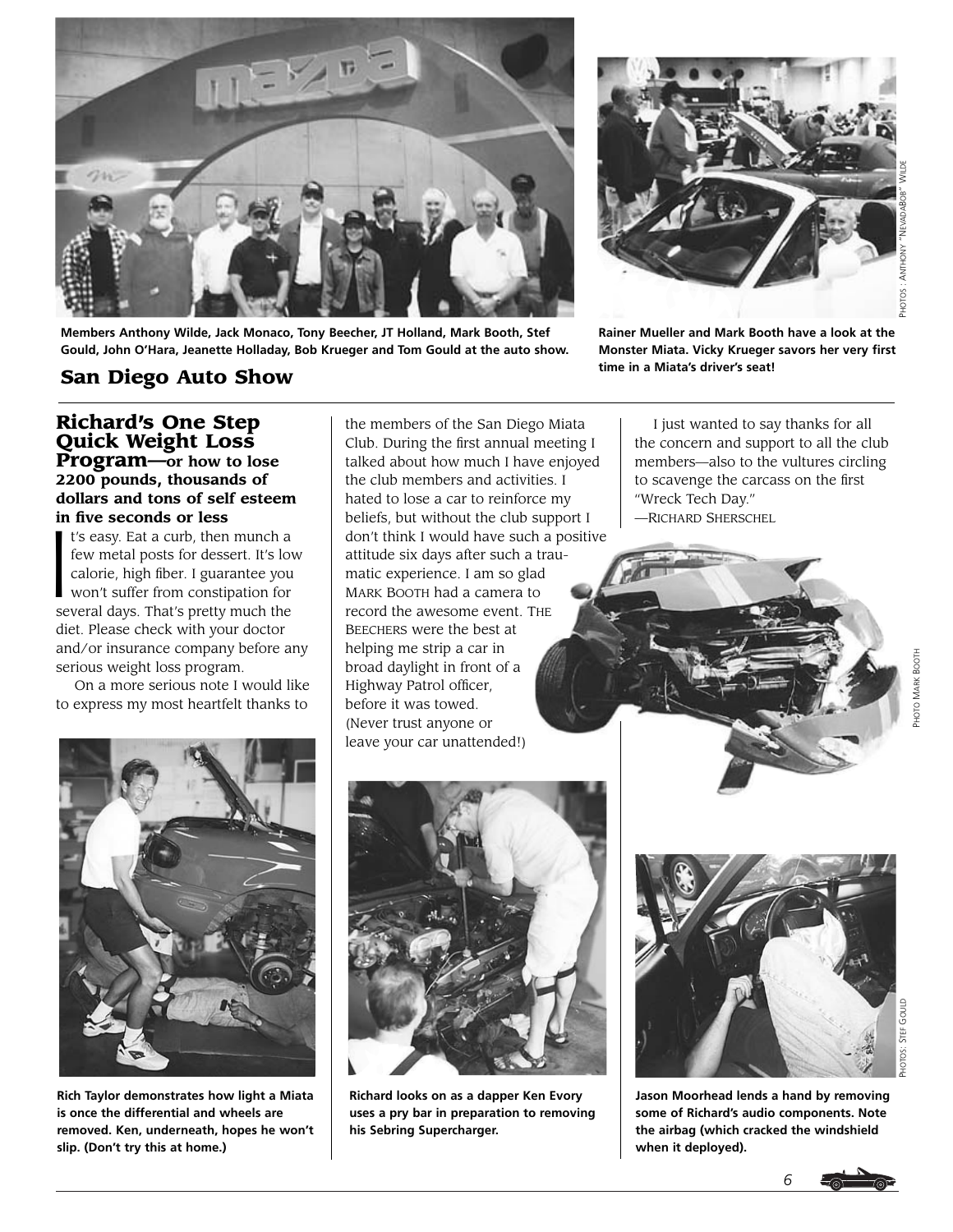Members Anthony Wilde, Jack Monaco, Tony Beecher, JT Holland, Mark Booth, Stef Gould, John O'Hara, Jeanette Holladay, Bob Krueger and Tom Gould at the auto show.

Rainer Mueller and Mark Booth have a look at the Monster Miata. Vicky Krueger savors her very first time in a Miata's driver's seat!

Photos: Anthony "NevadaBob" Wilde

## San Diego Auto Show

## Richard's One Step Quick Weight Loss Program—or how to lose 2200 pounds, thousands of dollars and tons of self esteem in five seconds or less

It's easy. Eat a curb, then munch a few metal posts for dessert. It's low calorie, high fiber. I guarantee you won't suffer from constipation for several days. That's pretty much the diet. Please check with your doctor and/or insurance company before any serious weight loss program.

On a more serious note I would like to express my most heartfelt thanks to the members of the San Diego Miata Club. During the first annual meeting I talked about how much I have enjoyed the club members and activities. I hated to lose a car to reinforce my beliefs, but without the club support I don't think I would have such a positive attitude six days after such a traumatic experience. I am so glad Mark Booth had a camera to record the awesome event. The Beechers were the best at helping me strip a car in broad daylight in front of a Highway Patrol officer, before it was towed. (Never trust anyone or leave your car unattended!)

I just wanted to say thanks for all the concern and support to all the club members—also to the vultures circling to scavenge the carcass on the first "Wreck Tech Day."

—Richard Sherschel

Photo Mark Booth

Rich Taylor demonstrates how light a Miata is once the differential and wheels are removed. Ken, underneath, hopes he won't slip. (Don't try this at home.)

Richard looks on as a dapper Ken Evory uses a pry bar in preparation to removing his Sebring Supercharger.

Jason Moorhead lends a hand by removing some of Richard's audio components. Note the airbag (which cracked the windshield when it deployed).

Photos: Stef Gould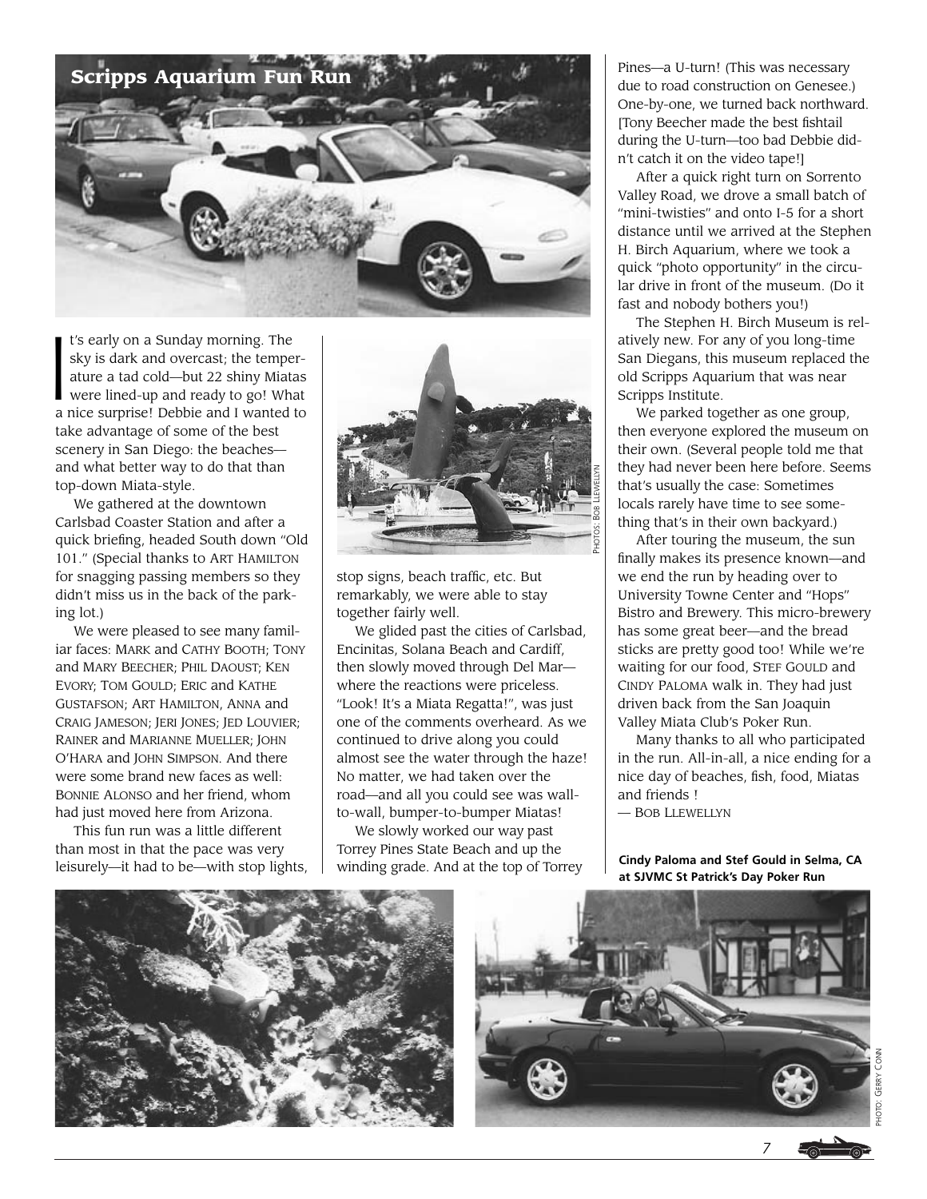## Scripps Aquarium Fun Run

It's early on a Sunday morning. The sky is dark and overcast; the temperature a tad cold—but 22 shiny Miatas were lined-up and ready to go! What a nice surprise! Debbie and I wanted to take advantage of some of the best scenery in San Diego: the beaches—and what better way to do that than top-down Miata-style.

We gathered at the downtown Carlsbad Coaster Station and after a quick briefing, headed South down "Old 101." (Special thanks to Art Hamilton for snagging passing members so they didn't miss us in the back of the parking lot.)

We were pleased to see many familiar faces: Mark and Cathy Booth; Tony and Mary Beecher; Phil Daoust; Ken Evory; Tom Gould; Eric and Kathe Gustafson; Art Hamilton, Anna and Craig Jameson; Jeri Jones; Jed Louvier; Rainer and Marianne Mueller; John O'Hara and John Simpson. And there were some brand new faces as well: Bonnie Alonso and her friend, whom had just moved here from Arizona.

This fun run was a little different than most in that the pace was very leisurely—it had to be—with stop lights, stop signs, beach traffic, etc. But remarkably, we were able to stay together fairly well.

Photos: Bob Llewellyn

We glided past the cities of Carlsbad, Encinitas, Solana Beach and Cardiff, then slowly moved through Del Mar—where the reactions were priceless. "Look! It's a Miata Regatta!", was just one of the comments overheard. As we continued to drive along you could almost see the water through the haze! No matter, we had taken over the road—and all you could see was wall-to-wall, bumper-to-bumper Miatas!

We slowly worked our way past Torrey Pines State Beach and up the winding grade. And at the top of Torrey Pines—a U-turn! (This was necessary due to road construction on Genesee.) One-by-one, we turned back northward. [Tony Beecher made the best fishtail during the U-turn—too bad Debbie didn't catch it on the video tape!]

After a quick right turn on Sorrento Valley Road, we drove a small batch of "mini-twisties" and onto I-5 for a short distance until we arrived at the Stephen H. Birch Aquarium, where we took a quick "photo opportunity" in the circular drive in front of the museum. (Do it fast and nobody bothers you!)

The Stephen H. Birch Museum is relatively new. For any of you long-time San Diegans, this museum replaced the old Scripps Aquarium that was near Scripps Institute.

We parked together as one group, then everyone explored the museum on their own. (Several people told me that they had never been here before. Seems that's usually the case: Sometimes locals rarely have time to see something that's in their own backyard.)

After touring the museum, the sun finally makes its presence known—and we end the run by heading over to University Towne Center and "Hops" Bistro and Brewery. This micro-brewery has some great beer—and the bread sticks are pretty good too! While we're waiting for our food, Stef Gould and Cindy Paloma walk in. They had just driven back from the San Joaquin Valley Miata Club's Poker Run.

Many thanks to all who participated in the run. All-in-all, a nice ending for a nice day of beaches, fish, food, Miatas and friends !

— Bob Llewellyn

**Cindy Paloma and Stef Gould in Selma, CA at SJVMC St Patrick's Day Poker Run**

Photo: Gerry Conn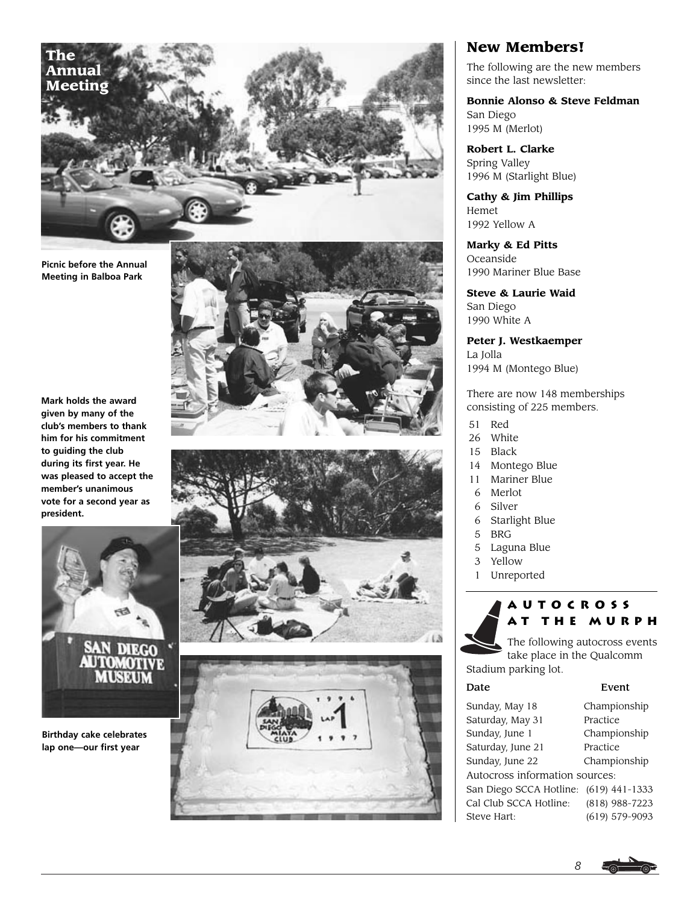## The Annual Meeting

Picnic before the Annual Meeting in Balboa Park

Mark holds the award given by many of the club's members to thank him for his commitment to guiding the club during its first year. He was pleased to accept the member's unanimous vote for a second year as president.

Birthday cake celebrates lap one—our first year

## New Members!

The following are the new members since the last newsletter:

**Bonnie Alonso & Steve Feldman**
San Diego
1995 M (Merlot)

**Robert L. Clarke**
Spring Valley
1996 M (Starlight Blue)

**Cathy & Jim Phillips**
Hemet
1992 Yellow A

**Marky & Ed Pitts**
Oceanside
1990 Mariner Blue Base

**Steve & Laurie Waid**
San Diego
1990 White A

**Peter J. Westkaemper**
La Jolla
1994 M (Montego Blue)

There are now 148 memberships consisting of 225 members.

- 51 Red
- 26 White
- 15 Black
- 14 Montego Blue
- 11 Mariner Blue
- 6 Merlot
- 6 Silver
- 6 Starlight Blue
- 5 BRG
- 5 Laguna Blue
- 3 Yellow
- 1 Unreported

## AUTOCROSS AT THE MURPH

The following autocross events take place in the Qualcomm Stadium parking lot.

| Date | Event |
|---|---|
| Sunday, May 18 | Championship |
| Saturday, May 31 | Practice |
| Sunday, June 1 | Championship |
| Saturday, June 21 | Practice |
| Sunday, June 22 | Championship |

Autocross information sources:

| | |
|---|---|
| San Diego SCCA Hotline: | (619) 441-1333 |
| Cal Club SCCA Hotline: | (818) 988-7223 |
| Steve Hart: | (619) 579-9093 |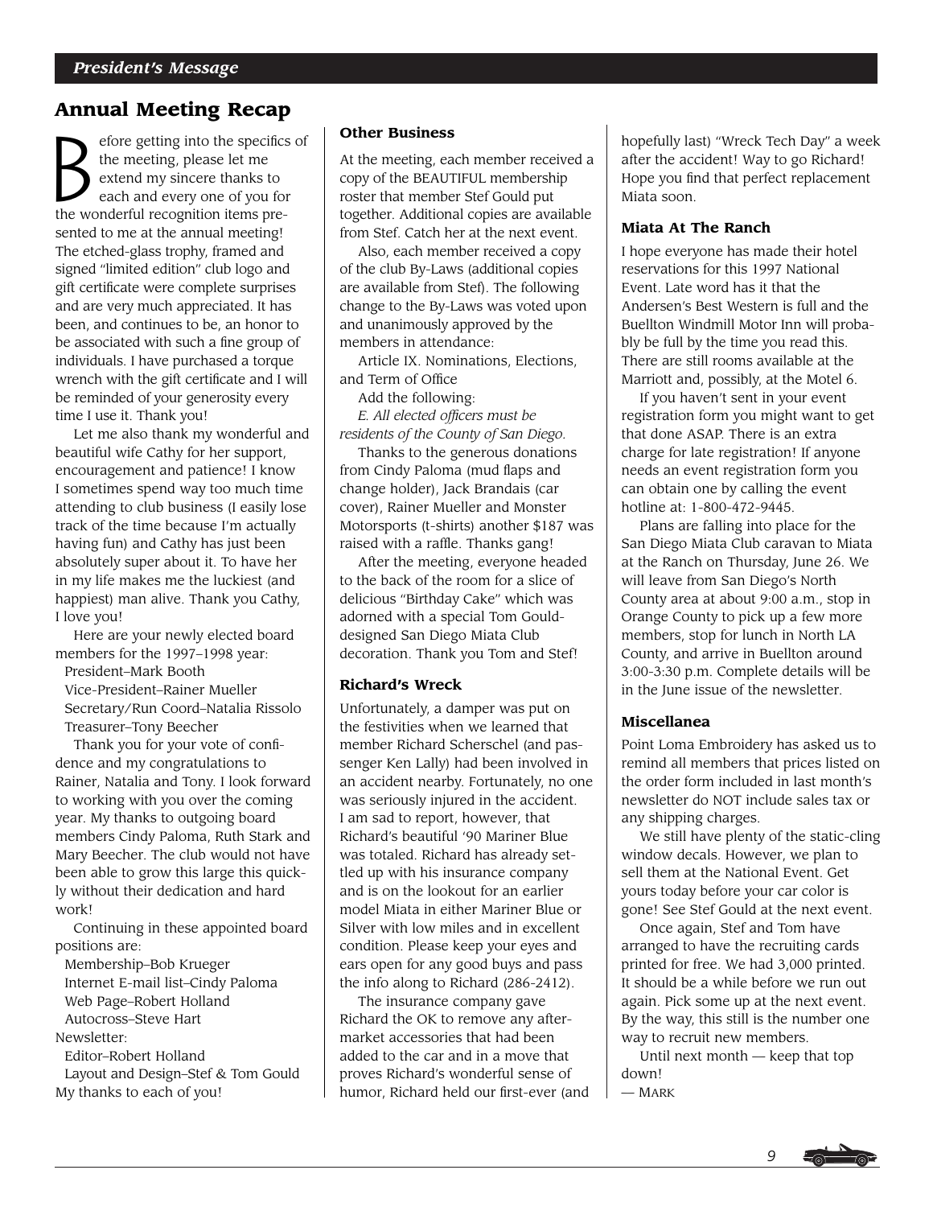## Annual Meeting Recap

Before getting into the specifics of the meeting, please let me extend my sincere thanks to each and every one of you for the wonderful recognition items presented to me at the annual meeting! The etched-glass trophy, framed and signed "limited edition" club logo and gift certificate were complete surprises and are very much appreciated. It has been, and continues to be, an honor to be associated with such a fine group of individuals. I have purchased a torque wrench with the gift certificate and I will be reminded of your generosity every time I use it. Thank you!

Let me also thank my wonderful and beautiful wife Cathy for her support, encouragement and patience! I know I sometimes spend way too much time attending to club business (I easily lose track of the time because I'm actually having fun) and Cathy has just been absolutely super about it. To have her in my life makes me the luckiest (and happiest) man alive. Thank you Cathy, I love you!

Here are your newly elected board members for the 1997–1998 year:

President–Mark Booth
Vice-President–Rainer Mueller
Secretary/Run Coord–Natalia Rissolo
Treasurer–Tony Beecher

Thank you for your vote of confidence and my congratulations to Rainer, Natalia and Tony. I look forward to working with you over the coming year. My thanks to outgoing board members Cindy Paloma, Ruth Stark and Mary Beecher. The club would not have been able to grow this large this quickly without their dedication and hard work!

Continuing in these appointed board positions are:

Membership–Bob Krueger
Internet E-mail list–Cindy Paloma
Web Page–Robert Holland
Autocross–Steve Hart

Newsletter:

Editor–Robert Holland
Layout and Design–Stef & Tom Gould

My thanks to each of you!

### Other Business

At the meeting, each member received a copy of the BEAUTIFUL membership roster that member Stef Gould put together. Additional copies are available from Stef. Catch her at the next event.

Also, each member received a copy of the club By-Laws (additional copies are available from Stef). The following change to the By-Laws was voted upon and unanimously approved by the members in attendance:

Article IX. Nominations, Elections, and Term of Office

Add the following:

*E. All elected officers must be residents of the County of San Diego.*

Thanks to the generous donations from Cindy Paloma (mud flaps and change holder), Jack Brandais (car cover), Rainer Mueller and Monster Motorsports (t-shirts) another $187 was raised with a raffle. Thanks gang!

After the meeting, everyone headed to the back of the room for a slice of delicious "Birthday Cake" which was adorned with a special Tom Gould-designed San Diego Miata Club decoration. Thank you Tom and Stef!

### Richard's Wreck

Unfortunately, a damper was put on the festivities when we learned that member Richard Scherschel (and passenger Ken Lally) had been involved in an accident nearby. Fortunately, no one was seriously injured in the accident. I am sad to report, however, that Richard's beautiful '90 Mariner Blue was totaled. Richard has already settled up with his insurance company and is on the lookout for an earlier model Miata in either Mariner Blue or Silver with low miles and in excellent condition. Please keep your eyes and ears open for any good buys and pass the info along to Richard (286-2412).

The insurance company gave Richard the OK to remove any aftermarket accessories that had been added to the car and in a move that proves Richard's wonderful sense of humor, Richard held our first-ever (and hopefully last) "Wreck Tech Day" a week after the accident! Way to go Richard! Hope you find that perfect replacement Miata soon.

### Miata At The Ranch

I hope everyone has made their hotel reservations for this 1997 National Event. Late word has it that the Andersen's Best Western is full and the Buellton Windmill Motor Inn will probably be full by the time you read this. There are still rooms available at the Marriott and, possibly, at the Motel 6.

If you haven't sent in your event registration form you might want to get that done ASAP. There is an extra charge for late registration! If anyone needs an event registration form you can obtain one by calling the event hotline at: 1-800-472-9445.

Plans are falling into place for the San Diego Miata Club caravan to Miata at the Ranch on Thursday, June 26. We will leave from San Diego's North County area at about 9:00 a.m., stop in Orange County to pick up a few more members, stop for lunch in North LA County, and arrive in Buellton around 3:00-3:30 p.m. Complete details will be in the June issue of the newsletter.

### Miscellanea

Point Loma Embroidery has asked us to remind all members that prices listed on the order form included in last month's newsletter do NOT include sales tax or any shipping charges.

We still have plenty of the static-cling window decals. However, we plan to sell them at the National Event. Get yours today before your car color is gone! See Stef Gould at the next event.

Once again, Stef and Tom have arranged to have the recruiting cards printed for free. We had 3,000 printed. It should be a while before we run out again. Pick some up at the next event. By the way, this still is the number one way to recruit new members.

Until next month — keep that top down!

— MARK